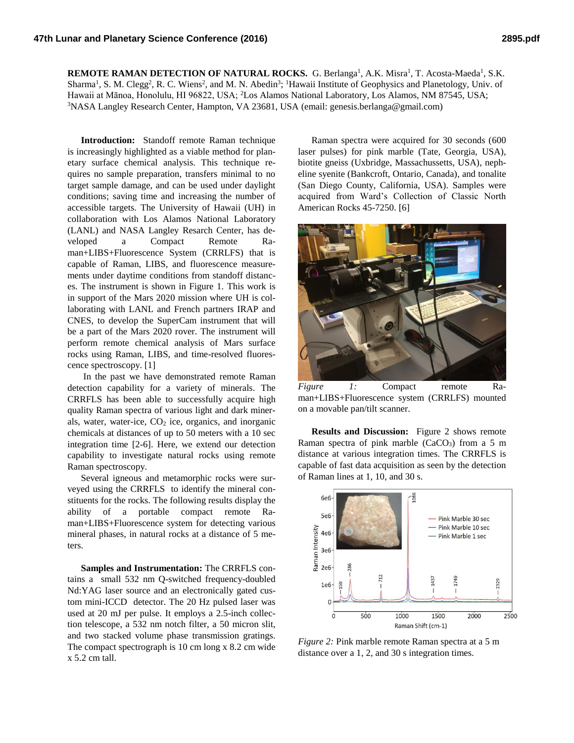**REMOTE RAMAN DETECTION OF NATURAL ROCKS.** G. Berlanga[1], A.K. Misra[1], T. Acosta-Maeda[1], S.K. Sharma[1], S. M. Clegg[2], R. C. Wiens[2], and M. N. Abedin[3]; [1]Hawaii Institute of Geophysics and Planetology, Univ. of Hawaii at Mānoa, Honolulu, HI 96822, USA; [2]Los Alamos National Laboratory, Los Alamos, NM 87545, USA; [3]NASA Langley Research Center, Hampton, VA 23681, USA (email: genesis.berlanga@gmail.com)

**Introduction:** Standoff remote Raman technique is increasingly highlighted as a viable method for planetary surface chemical analysis. This technique requires no sample preparation, transfers minimal to no target sample damage, and can be used under daylight conditions; saving time and increasing the number of accessible targets. The University of Hawaii (UH) in collaboration with Los Alamos National Laboratory (LANL) and NASA Langley Resarch Center, has developed a Compact Remote Raman+LIBS+Fluorescence System (CRRLFS) that is capable of Raman, LIBS, and fluorescence measurements under daytime conditions from standoff distances. The instrument is shown in Figure 1. This work is in support of the Mars 2020 mission where UH is collaborating with LANL and French partners IRAP and CNES, to develop the SuperCam instrument that will be a part of the Mars 2020 rover. The instrument will perform remote chemical analysis of Mars surface rocks using Raman, LIBS, and time-resolved fluorescence spectroscopy. [1]

In the past we have demonstrated remote Raman detection capability for a variety of minerals. The CRRFLS has been able to successfully acquire high quality Raman spectra of various light and dark minerals, water, water-ice, $CO_2$ ice, organics, and inorganic chemicals at distances of up to 50 meters with a 10 sec integration time [2-6]. Here, we extend our detection capability to investigate natural rocks using remote Raman spectroscopy.

Several igneous and metamorphic rocks were surveyed using the CRRFLS to identify the mineral constituents for the rocks. The following results display the ability of a portable compact remote Raman+LIBS+Fluorescence system for detecting various mineral phases, in natural rocks at a distance of 5 meters.

**Samples and Instrumentation:** The CRRFLS contains a small 532 nm Q-switched frequency-doubled Nd:YAG laser source and an electronically gated custom mini-ICCD detector. The 20 Hz pulsed laser was used at 20 mJ per pulse. It employs a 2.5-inch collection telescope, a 532 nm notch filter, a 50 micron slit, and two stacked volume phase transmission gratings. The compact spectrograph is 10 cm long x 8.2 cm wide x 5.2 cm tall.

Raman spectra were acquired for 30 seconds (600 laser pulses) for pink marble (Tate, Georgia, USA), biotite gneiss (Uxbridge, Massachussetts, USA), nepheline syenite (Bankcroft, Ontario, Canada), and tonalite (San Diego County, California, USA). Samples were acquired from Ward's Collection of Classic North American Rocks 45-7250. [6]

*Figure 1:* Compact remote Raman+LIBS+Fluorescence system (CRRLFS) mounted on a movable pan/tilt scanner.

**Results and Discussion:** Figure 2 shows remote Raman spectra of pink marble ($CaCO_3$) from a 5 m distance at various integration times. The CRRFLS is capable of fast data acquisition as seen by the detection of Raman lines at 1, 10, and 30 s.

*Figure 2:* Pink marble remote Raman spectra at a 5 m distance over a 1, 2, and 30 s integration times.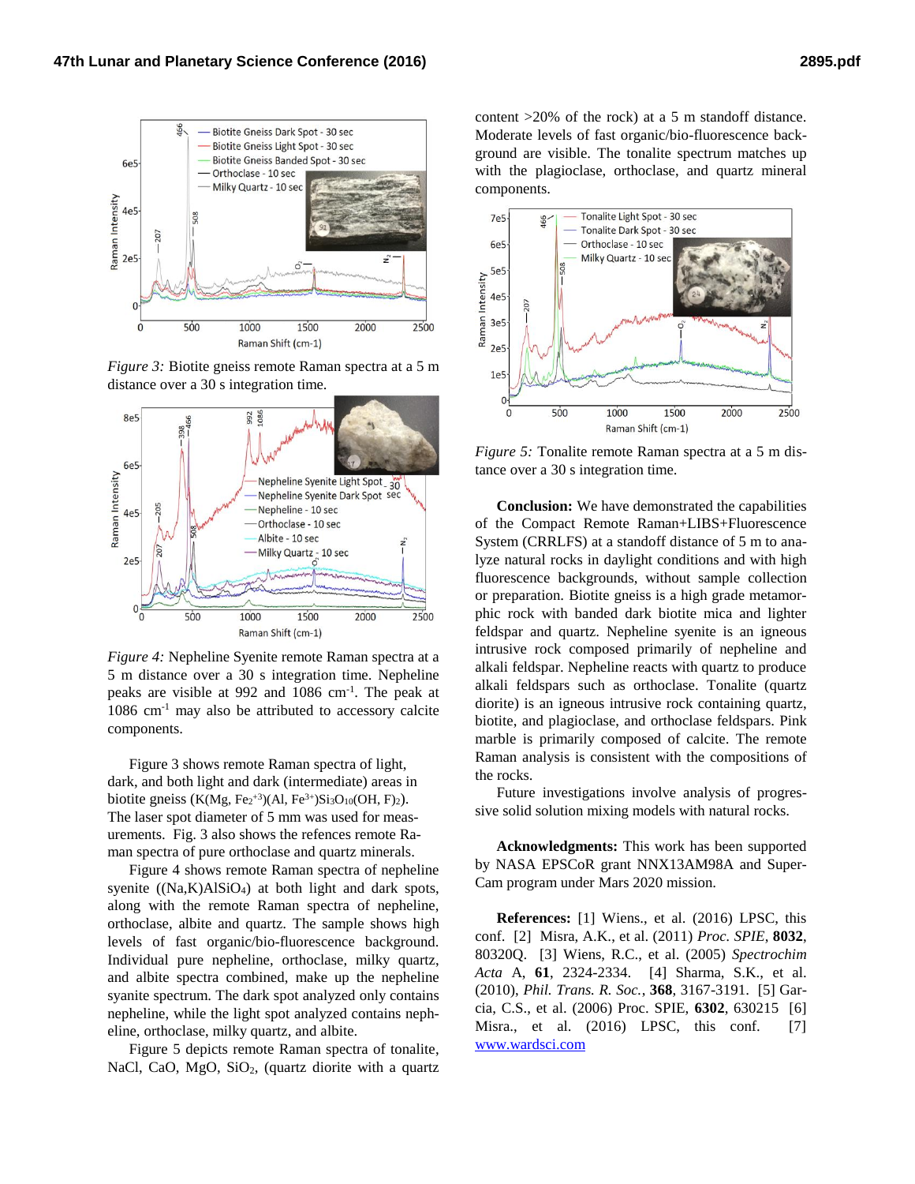466

Biotite Gneiss Dark Spot - 30 sec
Biotite Gneiss Light Spot - 30 sec
Biotite Gneiss Banded Spot - 30 sec
Orthoclase - 10 sec
Milky Quartz - 10 sec

6e5
4e5
2e5
0

Raman Intensity

207
508
$O_2$
$N_2$

0 500 1000 1500 2000 2500

Raman Shift (cm-1)

*Figure 3:* Biotite gneiss remote Raman spectra at a 5 m distance over a 30 s integration time.

8e5
6e5
4e5
2e5
0

Raman Intensity

398
466
992
1086
205
207
508
$O_2$
$N_2$

Nepheline Syenite Light Spot
Nepheline Syenite Dark Spot
30 sec
Nepheline - 10 sec
Orthoclase - 10 sec
Albite - 10 sec
Milky Quartz - 10 sec

0 500 1000 1500 2000 2500

Raman Shift (cm-1)

*Figure 4:* Nepheline Syenite remote Raman spectra at a 5 m distance over a 30 s integration time. Nepheline peaks are visible at 992 and 1086 $cm^{-1}$. The peak at 1086 $cm^{-1}$ may also be attributed to accessory calcite components.

Figure 3 shows remote Raman spectra of light, dark, and both light and dark (intermediate) areas in biotite gneiss ($K(Mg, Fe_2^{+3})(Al, Fe^{3+})Si_3O_{10}(OH, F)_2$). The laser spot diameter of 5 mm was used for measurements. Fig. 3 also shows the refences remote Raman spectra of pure orthoclase and quartz minerals.

Figure 4 shows remote Raman spectra of nepheline syenite ($(Na,K)AlSiO_4$) at both light and dark spots, along with the remote Raman spectra of nepheline, orthoclase, albite and quartz. The sample shows high levels of fast organic/bio-fluorescence background. Individual pure nepheline, orthoclase, milky quartz, and albite spectra combined, make up the nepheline syanite spectrum. The dark spot analyzed only contains nepheline, while the light spot analyzed contains nepheline, orthoclase, milky quartz, and albite.

Figure 5 depicts remote Raman spectra of tonalite, NaCl, CaO, MgO, $SiO_2$, (quartz diorite with a quartz content >20% of the rock) at a 5 m standoff distance. Moderate levels of fast organic/bio-fluorescence background are visible. The tonalite spectrum matches up with the plagioclase, orthoclase, and quartz mineral components.

7e5
6e5
5e5
4e5
3e5
2e5
1e5
0

Raman Intensity

466
508
207
$O_2$
$N_2$

Tonalite Light Spot - 30 sec
Tonalite Dark Spot - 30 sec
Orthoclase - 10 sec
Milky Quartz - 10 sec

0 500 1000 1500 2000 2500

Raman Shift (cm-1)

*Figure 5:* Tonalite remote Raman spectra at a 5 m distance over a 30 s integration time.

**Conclusion:** We have demonstrated the capabilities of the Compact Remote Raman+LIBS+Fluorescence System (CRRLFS) at a standoff distance of 5 m to analyze natural rocks in daylight conditions and with high fluorescence backgrounds, without sample collection or preparation. Biotite gneiss is a high grade metamorphic rock with banded dark biotite mica and lighter feldspar and quartz. Nepheline syenite is an igneous intrusive rock composed primarily of nepheline and alkali feldspar. Nepheline reacts with quartz to produce alkali feldspars such as orthoclase. Tonalite (quartz diorite) is an igneous intrusive rock containing quartz, biotite, and plagioclase, and orthoclase feldspars. Pink marble is primarily composed of calcite. The remote Raman analysis is consistent with the compositions of the rocks.

Future investigations involve analysis of progressive solid solution mixing models with natural rocks.

**Acknowledgments:** This work has been supported by NASA EPSCoR grant NNX13AM98A and SuperCam program under Mars 2020 mission.

**References:** [1] Wiens., et al. (2016) LPSC, this conf. [2] Misra, A.K., et al. (2011) *Proc. SPIE*, **8032**, 80320Q. [3] Wiens, R.C., et al. (2005) *Spectrochim Acta* A, **61**, 2324-2334. [4] Sharma, S.K., et al. (2010), *Phil. Trans. R. Soc.*, **368**, 3167-3191. [5] Garcia, C.S., et al. (2006) Proc. SPIE, **6302**, 630215 [6] Misra., et al. (2016) LPSC, this conf. [7] www.wardsci.com